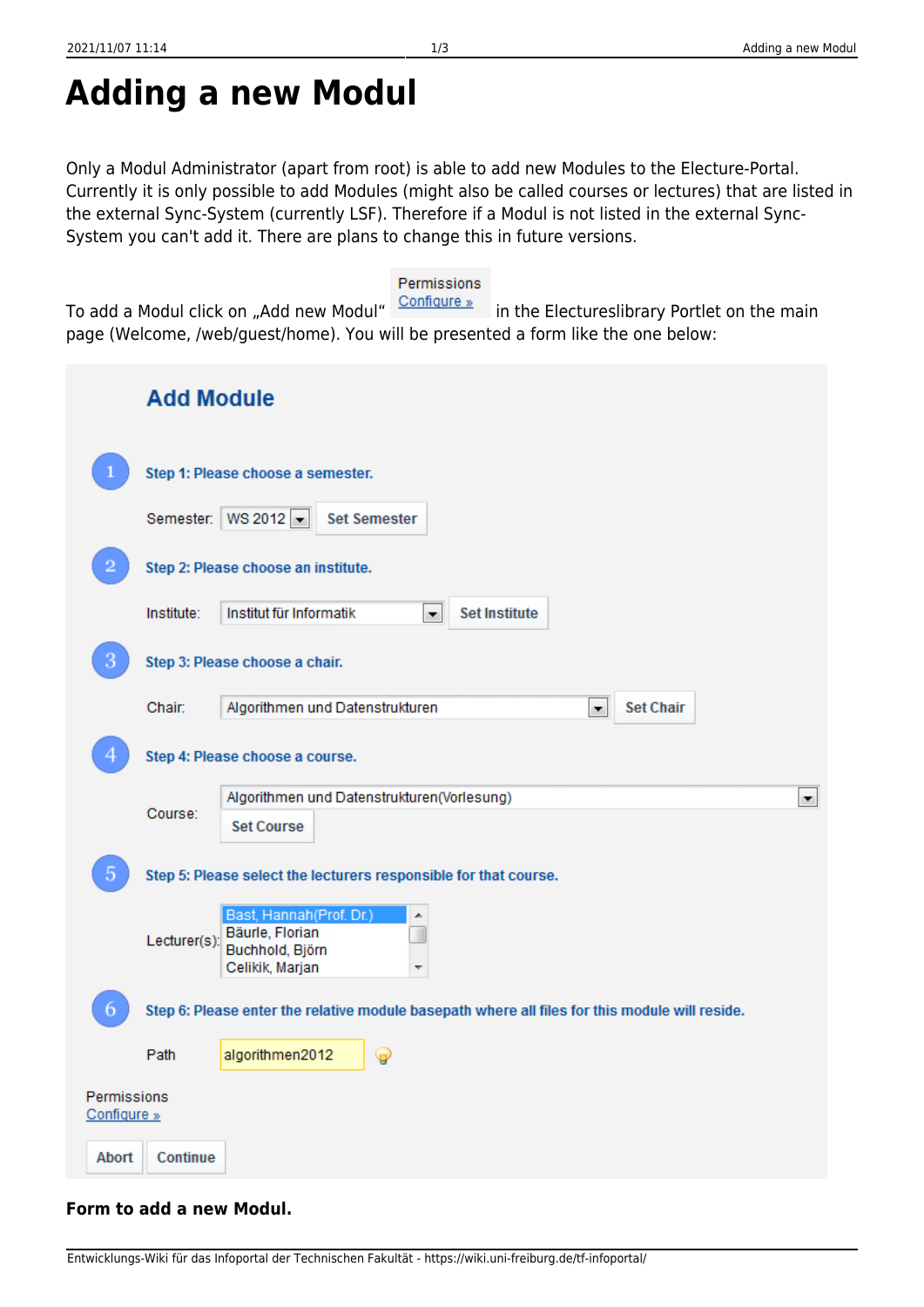# Adding a new Modul

Only a Modul Administrator (apart from root) is able to add new Modules to the Electure-Portal. Currently it is only possible to add Modules (might also be called courses or lectures) that are listed in the external Sync-System (currently LSF). Therefore if a Modul is not listed in the external Sync-System you can't add it. There are plans to change this in future versions.

To add a Modul click on „Add new Modul" Permissions Configure » in the Electureslibrary Portlet on the main page (Welcome, /web/guest/home). You will be presented a form like the one below:

**Add Module**

1 Step 1: Please choose a semester.

Semester: WS 2012 | Set Semester

2 Step 2: Please choose an institute.

Institute: Institut für Informatik | Set Institute

3 Step 3: Please choose a chair.

Chair: Algorithmen und Datenstrukturen | Set Chair

4 Step 4: Please choose a course.

Course: Algorithmen und Datenstrukturen(Vorlesung) | Set Course

5 Step 5: Please select the lecturers responsible for that course.

Lecturer(s): Bast, Hannah(Prof. Dr.) / Bäurle, Florian / Buchhold, Björn / Celikik, Marjan

6 Step 6: Please enter the relative module basepath where all files for this module will reside.

Path: algorithmen2012

Permissions
Configure »

Abort | Continue

**Form to add a new Modul.**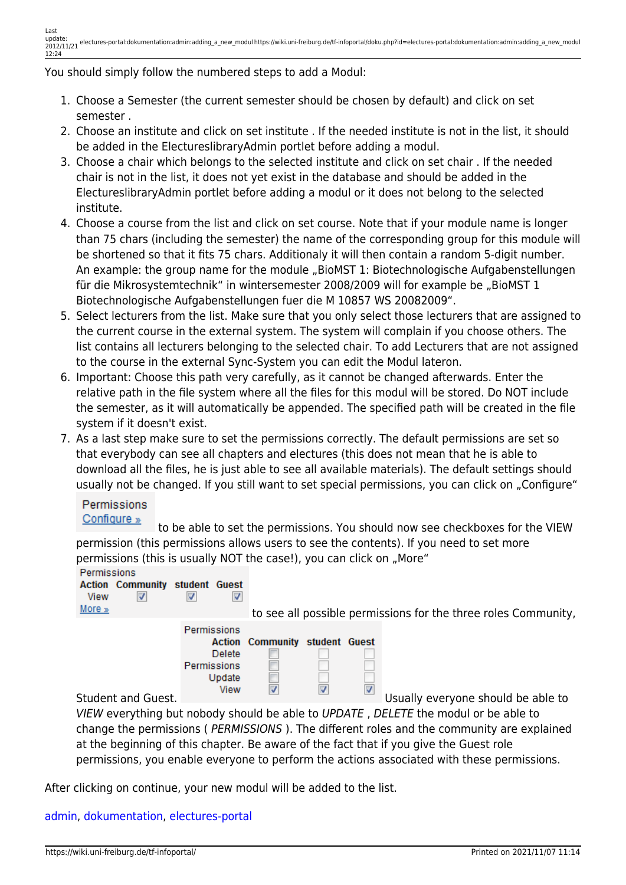You should simply follow the numbered steps to add a Modul:

1. Choose a Semester (the current semester should be chosen by default) and click on set semester .
2. Choose an institute and click on set institute . If the needed institute is not in the list, it should be added in the ElectureslibraryAdmin portlet before adding a modul.
3. Choose a chair which belongs to the selected institute and click on set chair . If the needed chair is not in the list, it does not yet exist in the database and should be added in the ElectureslibraryAdmin portlet before adding a modul or it does not belong to the selected institute.
4. Choose a course from the list and click on set course. Note that if your module name is longer than 75 chars (including the semester) the name of the corresponding group for this module will be shortened so that it fits 75 chars. Additionaly it will then contain a random 5-digit number. An example: the group name for the module „BioMST 1: Biotechnologische Aufgabenstellungen für die Mikrosystemtechnik“ in wintersemester 2008/2009 will for example be „BioMST 1 Biotechnologische Aufgabenstellungen fuer die M 10857 WS 20082009“.
5. Select lecturers from the list. Make sure that you only select those lecturers that are assigned to the current course in the external system. The system will complain if you choose others. The list contains all lecturers belonging to the selected chair. To add Lecturers that are not assigned to the course in the external Sync-System you can edit the Modul lateron.
6. Important: Choose this path very carefully, as it cannot be changed afterwards. Enter the relative path in the file system where all the files for this modul will be stored. Do NOT include the semester, as it will automatically be appended. The specified path will be created in the file system if it doesn't exist.
7. As a last step make sure to set the permissions correctly. The default permissions are set so that everybody can see all chapters and electures (this does not mean that he is able to download all the files, he is just able to see all available materials). The default settings should usually not be changed. If you still want to set special permissions, you can click on „Configure“

   Permissions
   Configure »

   to be able to set the permissions. You should now see checkboxes for the VIEW permission (this permissions allows users to see the contents). If you need to set more permissions (this is usually NOT the case!), you can click on „More“

   Permissions

   | Action | Community | student | Guest |
   |---|---|---|---|
   | View | ☑ | ☑ | ☑ |

   More »

   to see all possible permissions for the three roles Community, Student and Guest.

   Permissions

   | Action | Community | student | Guest |
   |---|---|---|---|
   | Delete | ☐ | ☐ | ☐ |
   | Permissions | ☐ | ☐ | ☐ |
   | Update | ☐ | ☐ | ☐ |
   | View | ☑ | ☑ | ☑ |

   Usually everyone should be able to *VIEW* everything but nobody should be able to *UPDATE* , *DELETE* the modul or be able to change the permissions ( *PERMISSIONS* ). The different roles and the community are explained at the beginning of this chapter. Be aware of the fact that if you give the Guest role permissions, you enable everyone to perform the actions associated with these permissions.

After clicking on continue, your new modul will be added to the list.

admin, dokumentation, electures-portal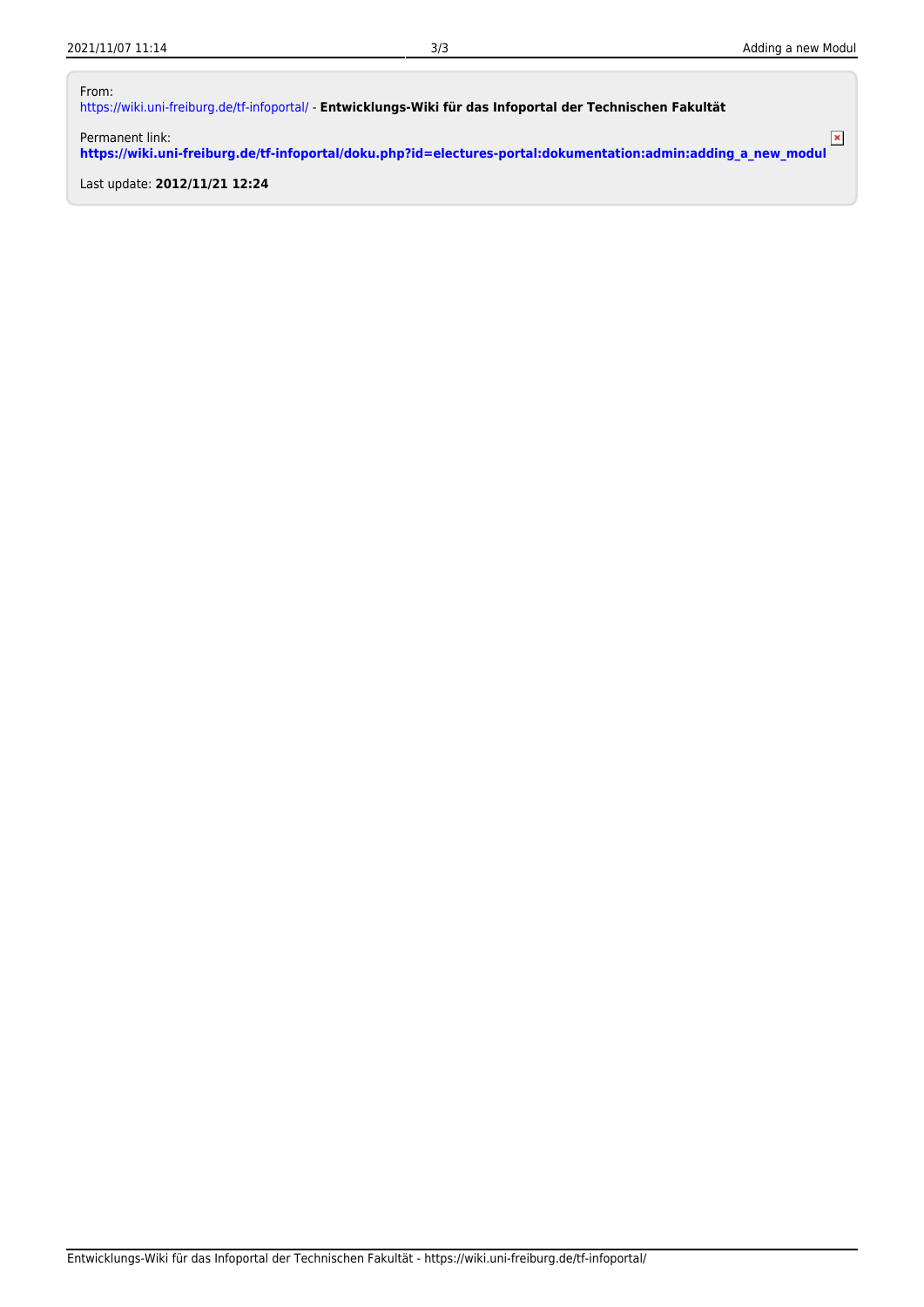From:
https://wiki.uni-freiburg.de/tf-infoportal/ - **Entwicklungs-Wiki für das Infoportal der Technischen Fakultät**

Permanent link:
**https://wiki.uni-freiburg.de/tf-infoportal/doku.php?id=electures-portal:dokumentation:admin:adding_a_new_modul**

Last update: **2012/11/21 12:24**